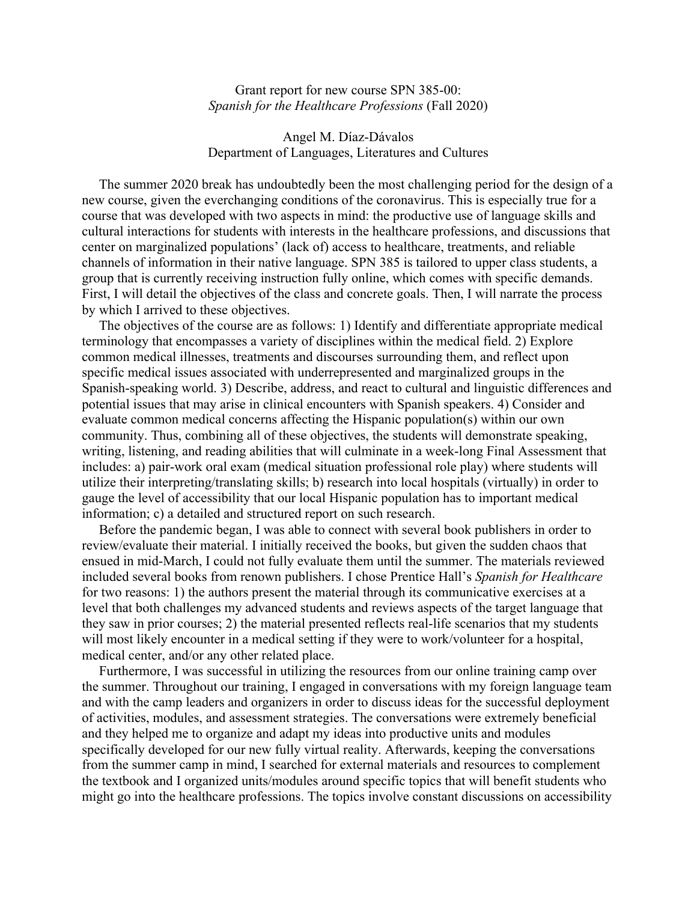Grant report for new course SPN 385-00:
*Spanish for the Healthcare Professions* (Fall 2020)

Angel M. Díaz-Dávalos
Department of Languages, Literatures and Cultures

The summer 2020 break has undoubtedly been the most challenging period for the design of a new course, given the everchanging conditions of the coronavirus. This is especially true for a course that was developed with two aspects in mind: the productive use of language skills and cultural interactions for students with interests in the healthcare professions, and discussions that center on marginalized populations' (lack of) access to healthcare, treatments, and reliable channels of information in their native language. SPN 385 is tailored to upper class students, a group that is currently receiving instruction fully online, which comes with specific demands. First, I will detail the objectives of the class and concrete goals. Then, I will narrate the process by which I arrived to these objectives.

The objectives of the course are as follows: 1) Identify and differentiate appropriate medical terminology that encompasses a variety of disciplines within the medical field. 2) Explore common medical illnesses, treatments and discourses surrounding them, and reflect upon specific medical issues associated with underrepresented and marginalized groups in the Spanish-speaking world. 3) Describe, address, and react to cultural and linguistic differences and potential issues that may arise in clinical encounters with Spanish speakers. 4) Consider and evaluate common medical concerns affecting the Hispanic population(s) within our own community. Thus, combining all of these objectives, the students will demonstrate speaking, writing, listening, and reading abilities that will culminate in a week-long Final Assessment that includes: a) pair-work oral exam (medical situation professional role play) where students will utilize their interpreting/translating skills; b) research into local hospitals (virtually) in order to gauge the level of accessibility that our local Hispanic population has to important medical information; c) a detailed and structured report on such research.

Before the pandemic began, I was able to connect with several book publishers in order to review/evaluate their material. I initially received the books, but given the sudden chaos that ensued in mid-March, I could not fully evaluate them until the summer. The materials reviewed included several books from renown publishers. I chose Prentice Hall's *Spanish for Healthcare* for two reasons: 1) the authors present the material through its communicative exercises at a level that both challenges my advanced students and reviews aspects of the target language that they saw in prior courses; 2) the material presented reflects real-life scenarios that my students will most likely encounter in a medical setting if they were to work/volunteer for a hospital, medical center, and/or any other related place.

Furthermore, I was successful in utilizing the resources from our online training camp over the summer. Throughout our training, I engaged in conversations with my foreign language team and with the camp leaders and organizers in order to discuss ideas for the successful deployment of activities, modules, and assessment strategies. The conversations were extremely beneficial and they helped me to organize and adapt my ideas into productive units and modules specifically developed for our new fully virtual reality. Afterwards, keeping the conversations from the summer camp in mind, I searched for external materials and resources to complement the textbook and I organized units/modules around specific topics that will benefit students who might go into the healthcare professions. The topics involve constant discussions on accessibility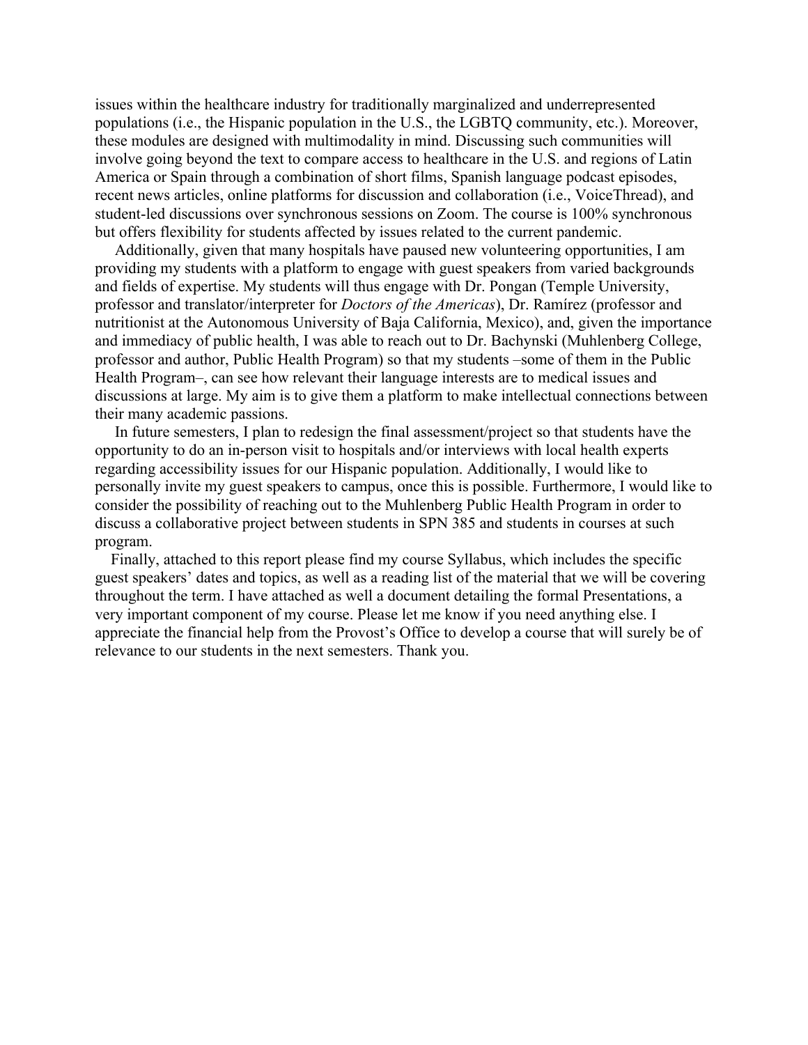issues within the healthcare industry for traditionally marginalized and underrepresented populations (i.e., the Hispanic population in the U.S., the LGBTQ community, etc.). Moreover, these modules are designed with multimodality in mind. Discussing such communities will involve going beyond the text to compare access to healthcare in the U.S. and regions of Latin America or Spain through a combination of short films, Spanish language podcast episodes, recent news articles, online platforms for discussion and collaboration (i.e., VoiceThread), and student-led discussions over synchronous sessions on Zoom. The course is 100% synchronous but offers flexibility for students affected by issues related to the current pandemic.

Additionally, given that many hospitals have paused new volunteering opportunities, I am providing my students with a platform to engage with guest speakers from varied backgrounds and fields of expertise. My students will thus engage with Dr. Pongan (Temple University, professor and translator/interpreter for *Doctors of the Americas*), Dr. Ramírez (professor and nutritionist at the Autonomous University of Baja California, Mexico), and, given the importance and immediacy of public health, I was able to reach out to Dr. Bachynski (Muhlenberg College, professor and author, Public Health Program) so that my students –some of them in the Public Health Program–, can see how relevant their language interests are to medical issues and discussions at large. My aim is to give them a platform to make intellectual connections between their many academic passions.

In future semesters, I plan to redesign the final assessment/project so that students have the opportunity to do an in-person visit to hospitals and/or interviews with local health experts regarding accessibility issues for our Hispanic population. Additionally, I would like to personally invite my guest speakers to campus, once this is possible. Furthermore, I would like to consider the possibility of reaching out to the Muhlenberg Public Health Program in order to discuss a collaborative project between students in SPN 385 and students in courses at such program.

Finally, attached to this report please find my course Syllabus, which includes the specific guest speakers' dates and topics, as well as a reading list of the material that we will be covering throughout the term. I have attached as well a document detailing the formal Presentations, a very important component of my course. Please let me know if you need anything else. I appreciate the financial help from the Provost's Office to develop a course that will surely be of relevance to our students in the next semesters. Thank you.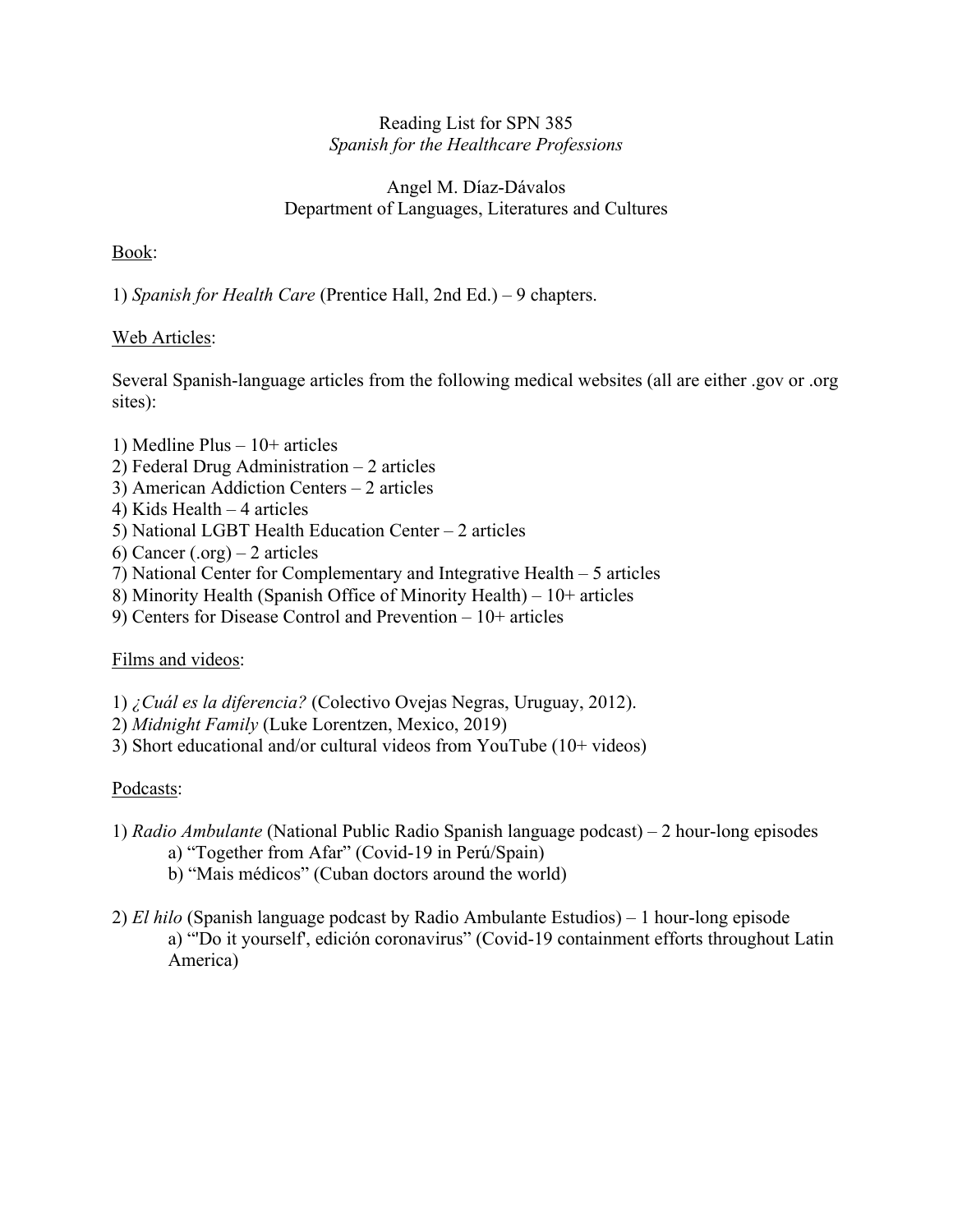# Reading List for SPN 385
*Spanish for the Healthcare Professions*

Angel M. Díaz-Dávalos
Department of Languages, Literatures and Cultures

Book:

1) *Spanish for Health Care* (Prentice Hall, 2nd Ed.) – 9 chapters.

Web Articles:

Several Spanish-language articles from the following medical websites (all are either .gov or .org sites):

1) Medline Plus – 10+ articles
2) Federal Drug Administration – 2 articles
3) American Addiction Centers – 2 articles
4) Kids Health – 4 articles
5) National LGBT Health Education Center – 2 articles
6) Cancer (.org) – 2 articles
7) National Center for Complementary and Integrative Health – 5 articles
8) Minority Health (Spanish Office of Minority Health) – 10+ articles
9) Centers for Disease Control and Prevention – 10+ articles

Films and videos:

1) *¿Cuál es la diferencia?* (Colectivo Ovejas Negras, Uruguay, 2012).
2) *Midnight Family* (Luke Lorentzen, Mexico, 2019)
3) Short educational and/or cultural videos from YouTube (10+ videos)

Podcasts:

1) *Radio Ambulante* (National Public Radio Spanish language podcast) – 2 hour-long episodes
   a) "Together from Afar" (Covid-19 in Perú/Spain)
   b) "Mais médicos" (Cuban doctors around the world)

2) *El hilo* (Spanish language podcast by Radio Ambulante Estudios) – 1 hour-long episode
   a) "'Do it yourself', edición coronavirus" (Covid-19 containment efforts throughout Latin America)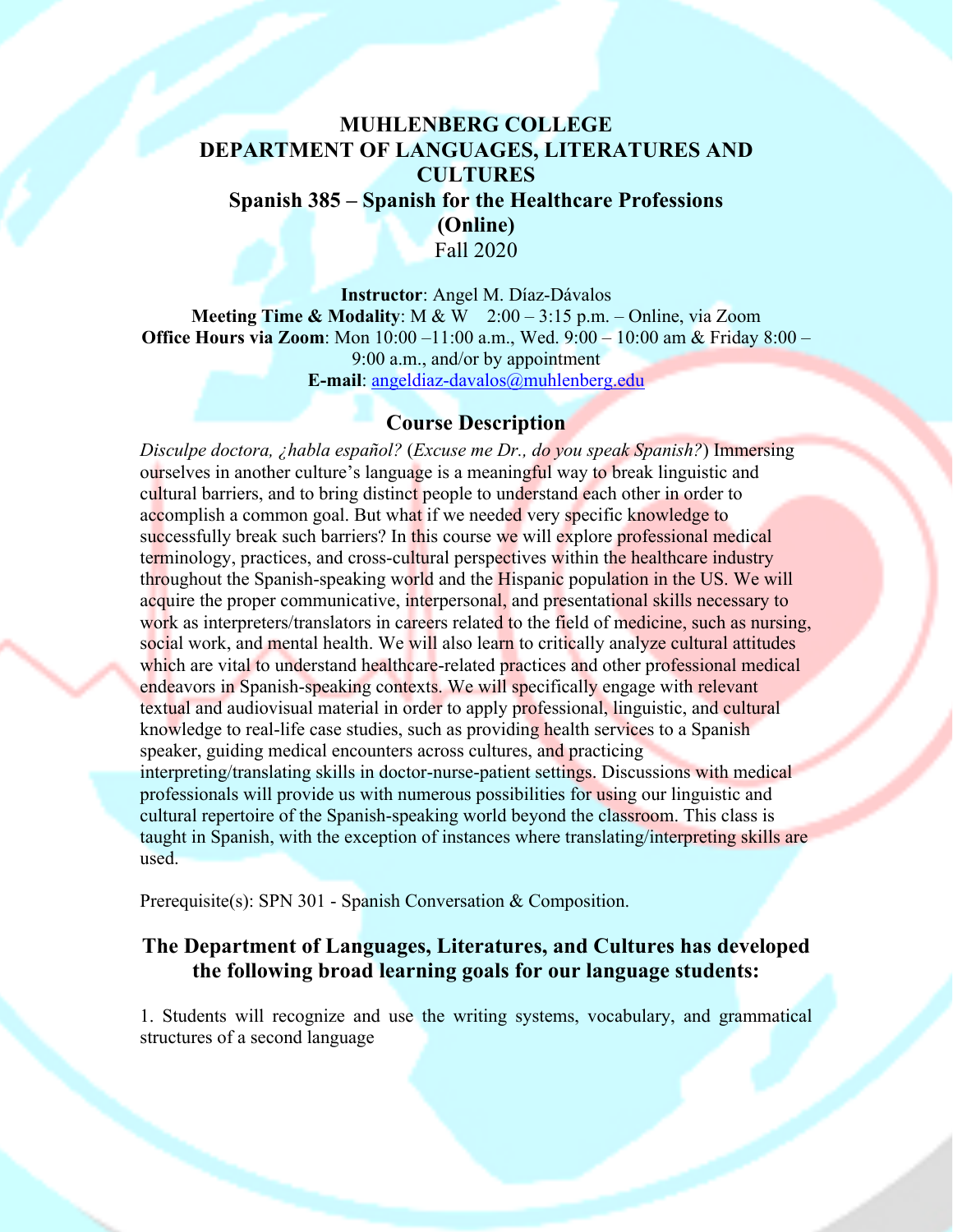# MUHLENBERG COLLEGE
# DEPARTMENT OF LANGUAGES, LITERATURES AND CULTURES
## Spanish 385 – Spanish for the Healthcare Professions (Online)
Fall 2020

**Instructor**: Angel M. Díaz-Dávalos
**Meeting Time & Modality**: M & W 2:00 – 3:15 p.m. – Online, via Zoom
**Office Hours via Zoom**: Mon 10:00 –11:00 a.m., Wed. 9:00 – 10:00 am & Friday 8:00 – 9:00 a.m., and/or by appointment
**E-mail**: angeldiaz-davalos@muhlenberg.edu

## Course Description

*Disculpe doctora, ¿habla español?* (*Excuse me Dr., do you speak Spanish?*) Immersing ourselves in another culture's language is a meaningful way to break linguistic and cultural barriers, and to bring distinct people to understand each other in order to accomplish a common goal. But what if we needed very specific knowledge to successfully break such barriers? In this course we will explore professional medical terminology, practices, and cross-cultural perspectives within the healthcare industry throughout the Spanish-speaking world and the Hispanic population in the US. We will acquire the proper communicative, interpersonal, and presentational skills necessary to work as interpreters/translators in careers related to the field of medicine, such as nursing, social work, and mental health. We will also learn to critically analyze cultural attitudes which are vital to understand healthcare-related practices and other professional medical endeavors in Spanish-speaking contexts. We will specifically engage with relevant textual and audiovisual material in order to apply professional, linguistic, and cultural knowledge to real-life case studies, such as providing health services to a Spanish speaker, guiding medical encounters across cultures, and practicing interpreting/translating skills in doctor-nurse-patient settings. Discussions with medical professionals will provide us with numerous possibilities for using our linguistic and cultural repertoire of the Spanish-speaking world beyond the classroom. This class is taught in Spanish, with the exception of instances where translating/interpreting skills are used.

Prerequisite(s): SPN 301 - Spanish Conversation & Composition.

## The Department of Languages, Literatures, and Cultures has developed the following broad learning goals for our language students:

1. Students will recognize and use the writing systems, vocabulary, and grammatical structures of a second language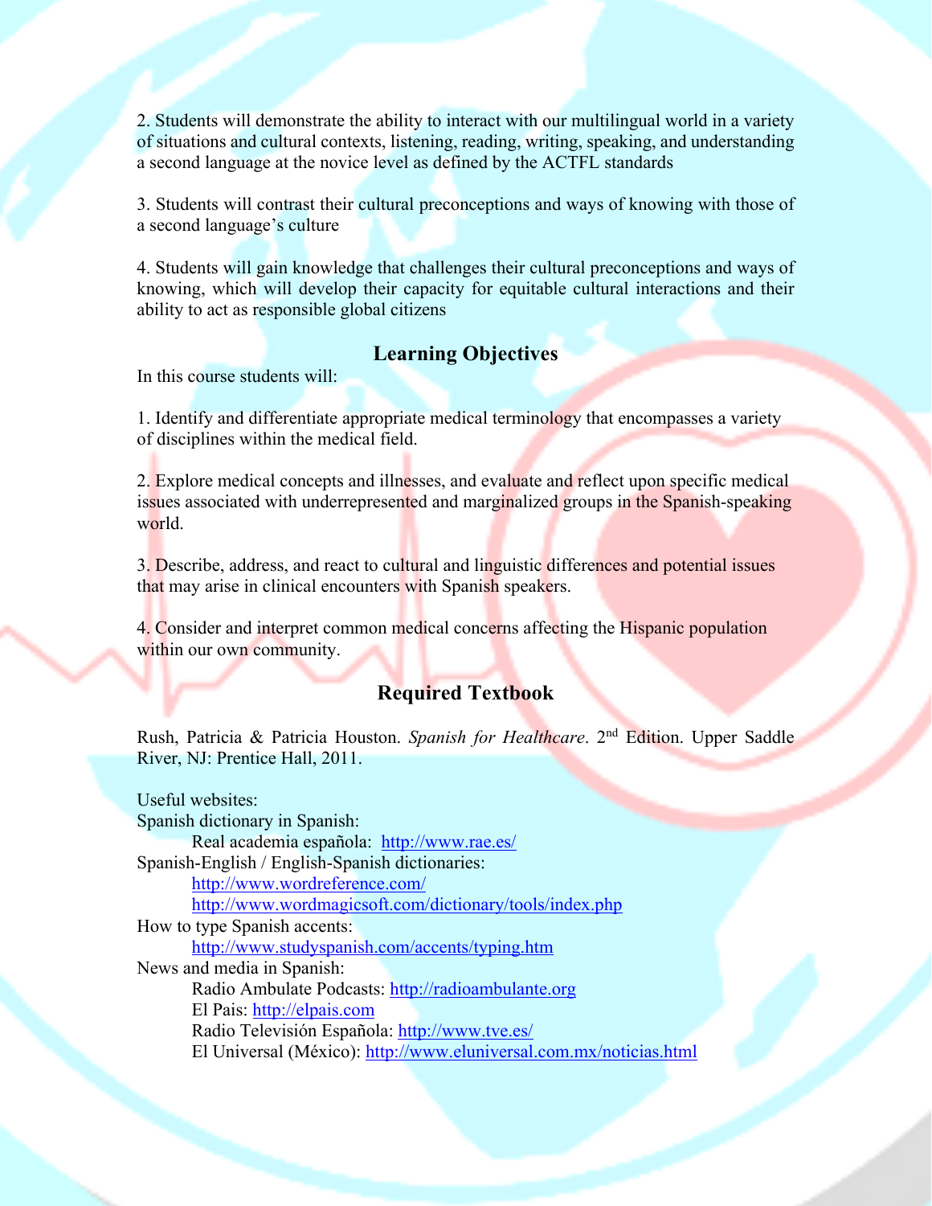2. Students will demonstrate the ability to interact with our multilingual world in a variety of situations and cultural contexts, listening, reading, writing, speaking, and understanding a second language at the novice level as defined by the ACTFL standards

3. Students will contrast their cultural preconceptions and ways of knowing with those of a second language's culture

4. Students will gain knowledge that challenges their cultural preconceptions and ways of knowing, which will develop their capacity for equitable cultural interactions and their ability to act as responsible global citizens

## Learning Objectives

In this course students will:

1. Identify and differentiate appropriate medical terminology that encompasses a variety of disciplines within the medical field.

2. Explore medical concepts and illnesses, and evaluate and reflect upon specific medical issues associated with underrepresented and marginalized groups in the Spanish-speaking world.

3. Describe, address, and react to cultural and linguistic differences and potential issues that may arise in clinical encounters with Spanish speakers.

4. Consider and interpret common medical concerns affecting the Hispanic population within our own community.

## Required Textbook

Rush, Patricia & Patricia Houston. *Spanish for Healthcare*. 2nd Edition. Upper Saddle River, NJ: Prentice Hall, 2011.

Useful websites:

Spanish dictionary in Spanish:
- Real academia española: http://www.rae.es/

Spanish-English / English-Spanish dictionaries:
- http://www.wordreference.com/
- http://www.wordmagicsoft.com/dictionary/tools/index.php

How to type Spanish accents:
- http://www.studyspanish.com/accents/typing.htm

News and media in Spanish:
- Radio Ambulate Podcasts: http://radioambulante.org
- El Pais: http://elpais.com
- Radio Televisión Española: http://www.tve.es/
- El Universal (México): http://www.eluniversal.com.mx/noticias.html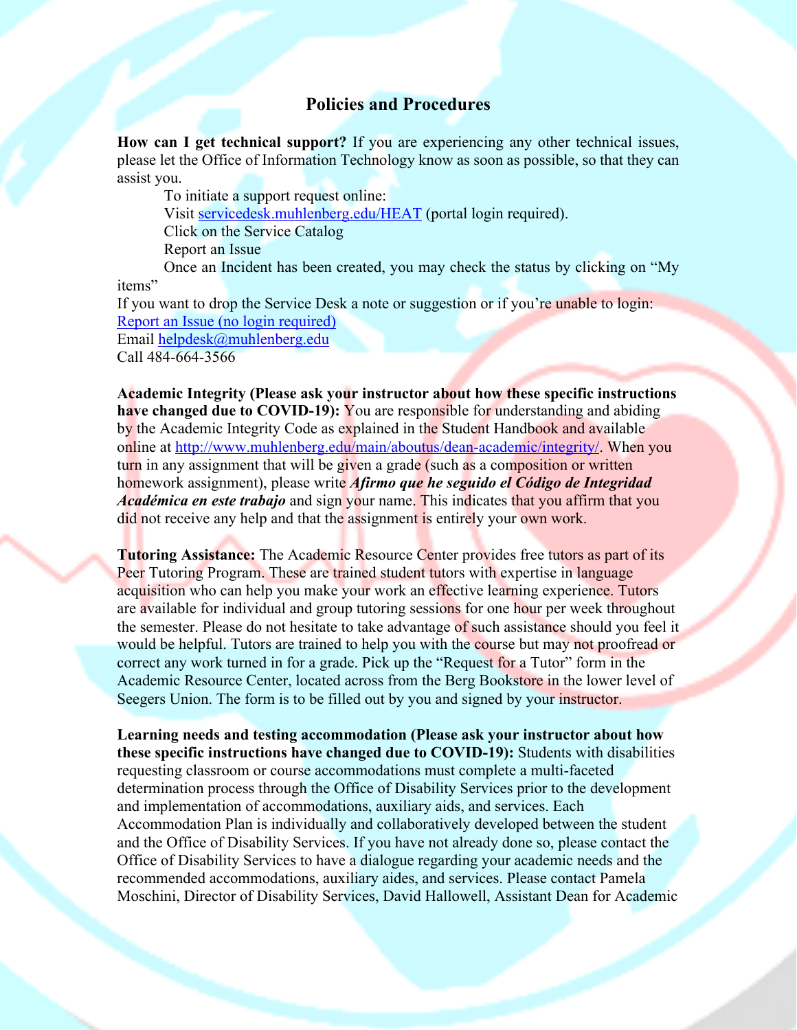## Policies and Procedures

**How can I get technical support?** If you are experiencing any other technical issues, please let the Office of Information Technology know as soon as possible, so that they can assist you.

To initiate a support request online:
Visit [servicedesk.muhlenberg.edu/HEAT](servicedesk.muhlenberg.edu/HEAT) (portal login required).
Click on the Service Catalog
Report an Issue
Once an Incident has been created, you may check the status by clicking on "My items"

If you want to drop the Service Desk a note or suggestion or if you're unable to login:
Report an Issue (no login required)
Email helpdesk@muhlenberg.edu
Call 484-664-3566

**Academic Integrity (Please ask your instructor about how these specific instructions have changed due to COVID-19):** You are responsible for understanding and abiding by the Academic Integrity Code as explained in the Student Handbook and available online at http://www.muhlenberg.edu/main/aboutus/dean-academic/integrity/. When you turn in any assignment that will be given a grade (such as a composition or written homework assignment), please write ***Afirmo que he seguido el Código de Integridad Académica en este trabajo*** and sign your name. This indicates that you affirm that you did not receive any help and that the assignment is entirely your own work.

**Tutoring Assistance:** The Academic Resource Center provides free tutors as part of its Peer Tutoring Program. These are trained student tutors with expertise in language acquisition who can help you make your work an effective learning experience. Tutors are available for individual and group tutoring sessions for one hour per week throughout the semester. Please do not hesitate to take advantage of such assistance should you feel it would be helpful. Tutors are trained to help you with the course but may not proofread or correct any work turned in for a grade. Pick up the "Request for a Tutor" form in the Academic Resource Center, located across from the Berg Bookstore in the lower level of Seegers Union. The form is to be filled out by you and signed by your instructor.

**Learning needs and testing accommodation (Please ask your instructor about how these specific instructions have changed due to COVID-19):** Students with disabilities requesting classroom or course accommodations must complete a multi-faceted determination process through the Office of Disability Services prior to the development and implementation of accommodations, auxiliary aids, and services. Each Accommodation Plan is individually and collaboratively developed between the student and the Office of Disability Services. If you have not already done so, please contact the Office of Disability Services to have a dialogue regarding your academic needs and the recommended accommodations, auxiliary aides, and services. Please contact Pamela Moschini, Director of Disability Services, David Hallowell, Assistant Dean for Academic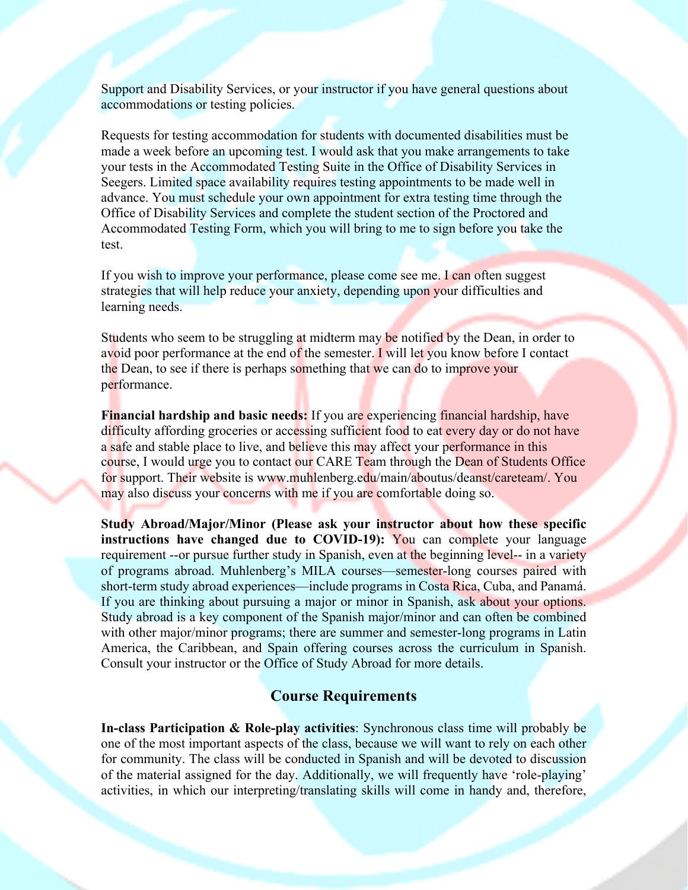Support and Disability Services, or your instructor if you have general questions about accommodations or testing policies.

Requests for testing accommodation for students with documented disabilities must be made a week before an upcoming test. I would ask that you make arrangements to take your tests in the Accommodated Testing Suite in the Office of Disability Services in Seegers. Limited space availability requires testing appointments to be made well in advance. You must schedule your own appointment for extra testing time through the Office of Disability Services and complete the student section of the Proctored and Accommodated Testing Form, which you will bring to me to sign before you take the test.

If you wish to improve your performance, please come see me. I can often suggest strategies that will help reduce your anxiety, depending upon your difficulties and learning needs.

Students who seem to be struggling at midterm may be notified by the Dean, in order to avoid poor performance at the end of the semester. I will let you know before I contact the Dean, to see if there is perhaps something that we can do to improve your performance.

**Financial hardship and basic needs:** If you are experiencing financial hardship, have difficulty affording groceries or accessing sufficient food to eat every day or do not have a safe and stable place to live, and believe this may affect your performance in this course, I would urge you to contact our CARE Team through the Dean of Students Office for support. Their website is www.muhlenberg.edu/main/aboutus/deanst/careteam/. You may also discuss your concerns with me if you are comfortable doing so.

**Study Abroad/Major/Minor (Please ask your instructor about how these specific instructions have changed due to COVID-19):** You can complete your language requirement --or pursue further study in Spanish, even at the beginning level-- in a variety of programs abroad. Muhlenberg's MILA courses—semester-long courses paired with short-term study abroad experiences—include programs in Costa Rica, Cuba, and Panamá. If you are thinking about pursuing a major or minor in Spanish, ask about your options. Study abroad is a key component of the Spanish major/minor and can often be combined with other major/minor programs; there are summer and semester-long programs in Latin America, the Caribbean, and Spain offering courses across the curriculum in Spanish. Consult your instructor or the Office of Study Abroad for more details.

## Course Requirements

**In-class Participation & Role-play activities**: Synchronous class time will probably be one of the most important aspects of the class, because we will want to rely on each other for community. The class will be conducted in Spanish and will be devoted to discussion of the material assigned for the day. Additionally, we will frequently have 'role-playing' activities, in which our interpreting/translating skills will come in handy and, therefore,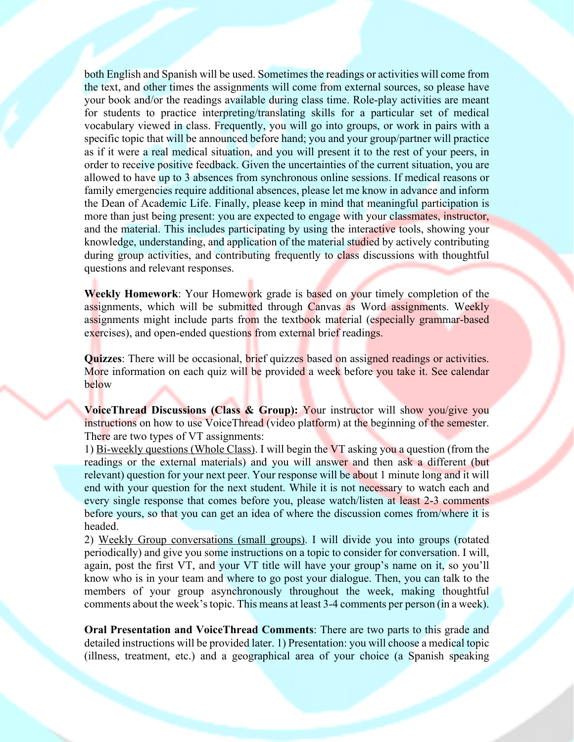both English and Spanish will be used. Sometimes the readings or activities will come from the text, and other times the assignments will come from external sources, so please have your book and/or the readings available during class time. Role-play activities are meant for students to practice interpreting/translating skills for a particular set of medical vocabulary viewed in class. Frequently, you will go into groups, or work in pairs with a specific topic that will be announced before hand; you and your group/partner will practice as if it were a real medical situation, and you will present it to the rest of your peers, in order to receive positive feedback. Given the uncertainties of the current situation, you are allowed to have up to 3 absences from synchronous online sessions. If medical reasons or family emergencies require additional absences, please let me know in advance and inform the Dean of Academic Life. Finally, please keep in mind that meaningful participation is more than just being present: you are expected to engage with your classmates, instructor, and the material. This includes participating by using the interactive tools, showing your knowledge, understanding, and application of the material studied by actively contributing during group activities, and contributing frequently to class discussions with thoughtful questions and relevant responses.

**Weekly Homework**: Your Homework grade is based on your timely completion of the assignments, which will be submitted through Canvas as Word assignments. Weekly assignments might include parts from the textbook material (especially grammar-based exercises), and open-ended questions from external brief readings.

**Quizzes**: There will be occasional, brief quizzes based on assigned readings or activities. More information on each quiz will be provided a week before you take it. See calendar below

**VoiceThread Discussions (Class & Group):** Your instructor will show you/give you instructions on how to use VoiceThread (video platform) at the beginning of the semester. There are two types of VT assignments:

1) Bi-weekly questions (Whole Class). I will begin the VT asking you a question (from the readings or the external materials) and you will answer and then ask a different (but relevant) question for your next peer. Your response will be about 1 minute long and it will end with your question for the next student. While it is not necessary to watch each and every single response that comes before you, please watch/listen at least 2-3 comments before yours, so that you can get an idea of where the discussion comes from/where it is headed.

2) Weekly Group conversations (small groups). I will divide you into groups (rotated periodically) and give you some instructions on a topic to consider for conversation. I will, again, post the first VT, and your VT title will have your group's name on it, so you'll know who is in your team and where to go post your dialogue. Then, you can talk to the members of your group asynchronously throughout the week, making thoughtful comments about the week's topic. This means at least 3-4 comments per person (in a week).

**Oral Presentation and VoiceThread Comments**: There are two parts to this grade and detailed instructions will be provided later. 1) Presentation: you will choose a medical topic (illness, treatment, etc.) and a geographical area of your choice (a Spanish speaking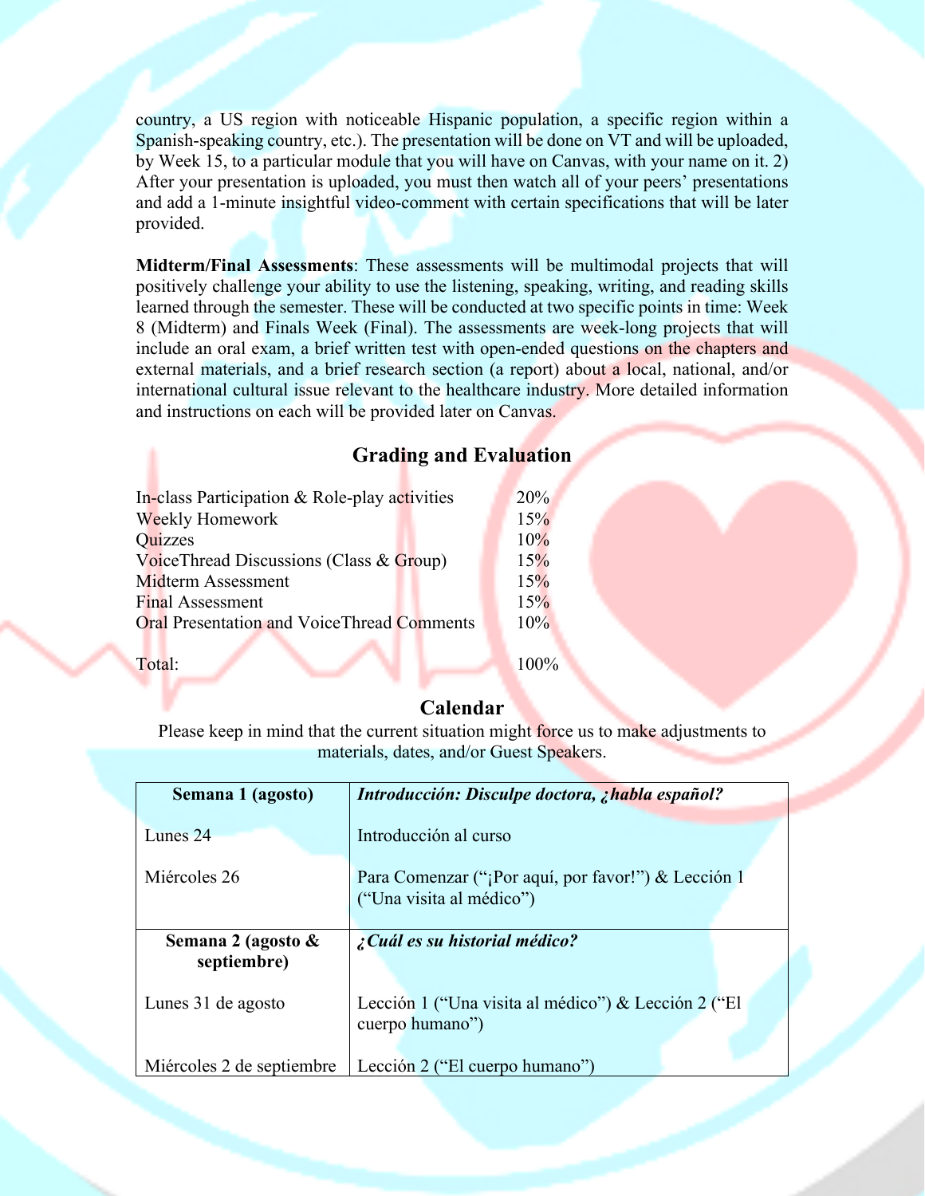country, a US region with noticeable Hispanic population, a specific region within a Spanish-speaking country, etc.). The presentation will be done on VT and will be uploaded, by Week 15, to a particular module that you will have on Canvas, with your name on it. 2) After your presentation is uploaded, you must then watch all of your peers' presentations and add a 1-minute insightful video-comment with certain specifications that will be later provided.

**Midterm/Final Assessments**: These assessments will be multimodal projects that will positively challenge your ability to use the listening, speaking, writing, and reading skills learned through the semester. These will be conducted at two specific points in time: Week 8 (Midterm) and Finals Week (Final). The assessments are week-long projects that will include an oral exam, a brief written test with open-ended questions on the chapters and external materials, and a brief research section (a report) about a local, national, and/or international cultural issue relevant to the healthcare industry. More detailed information and instructions on each will be provided later on Canvas.

## Grading and Evaluation

| | |
|---|---|
| In-class Participation & Role-play activities | 20% |
| Weekly Homework | 15% |
| Quizzes | 10% |
| VoiceThread Discussions (Class & Group) | 15% |
| Midterm Assessment | 15% |
| Final Assessment | 15% |
| Oral Presentation and VoiceThread Comments | 10% |
| Total: | 100% |

## Calendar

Please keep in mind that the current situation might force us to make adjustments to materials, dates, and/or Guest Speakers.

| **Semana 1 (agosto)** | ***Introducción: Disculpe doctora, ¿habla español?*** |
|---|---|
| Lunes 24 | Introducción al curso |
| Miércoles 26 | Para Comenzar ("¡Por aquí, por favor!") & Lección 1 ("Una visita al médico") |
| **Semana 2 (agosto & septiembre)** | ***¿Cuál es su historial médico?*** |
| Lunes 31 de agosto | Lección 1 ("Una visita al médico") & Lección 2 ("El cuerpo humano") |
| Miércoles 2 de septiembre | Lección 2 ("El cuerpo humano") |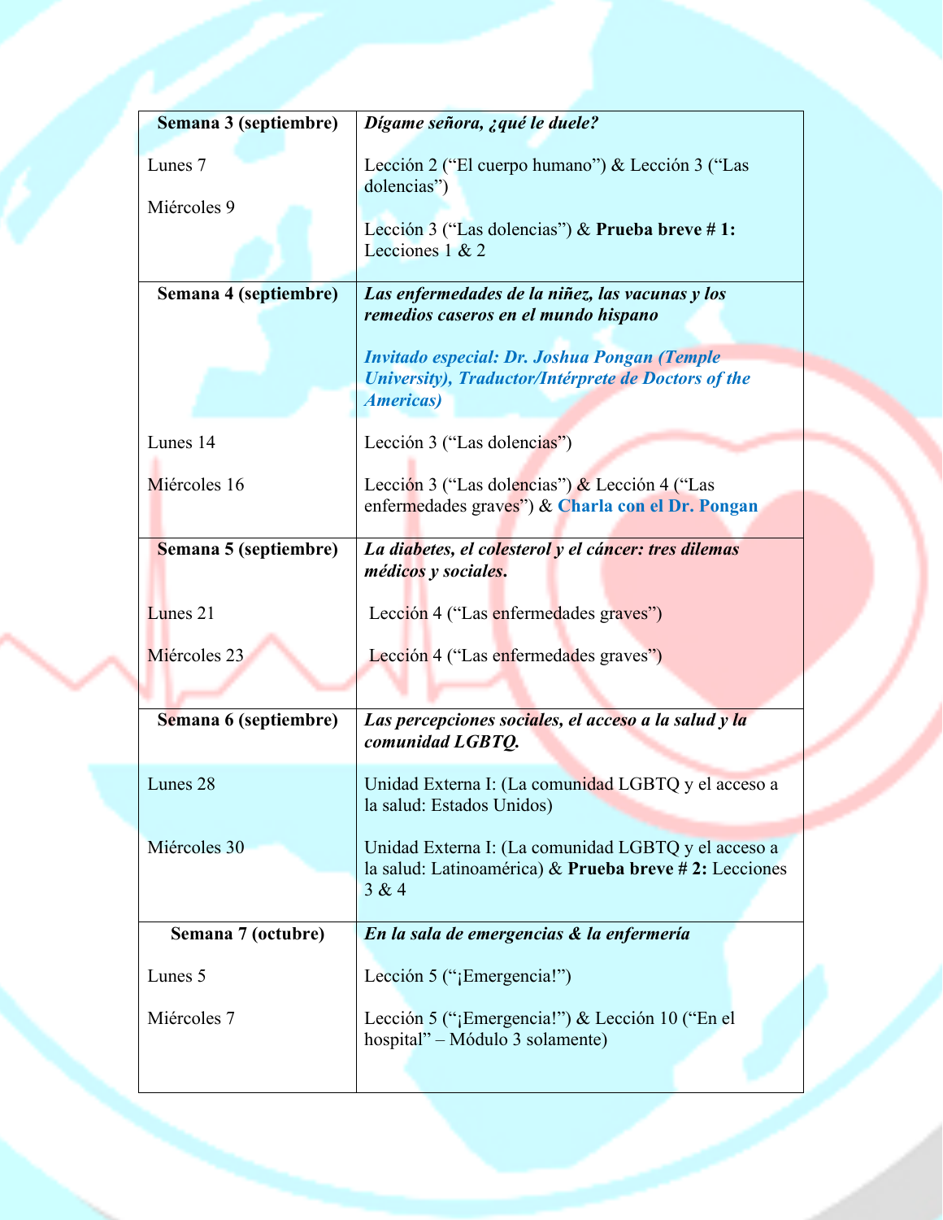| **Semana 3 (septiembre)** | ***Dígame señora, ¿qué le duele?*** |
|---|---|
| Lunes 7 | Lección 2 (“El cuerpo humano”) & Lección 3 (“Las dolencias”) |
| Miércoles 9 | Lección 3 (“Las dolencias”) & **Prueba breve # 1:** Lecciones 1 & 2 |
| **Semana 4 (septiembre)** | ***Las enfermedades de la niñez, las vacunas y los remedios caseros en el mundo hispano*** <br><br> ***Invitado especial: Dr. Joshua Pongan (Temple University), Traductor/Intérprete de Doctors of the Americas)*** |
| Lunes 14 | Lección 3 (“Las dolencias”) |
| Miércoles 16 | Lección 3 (“Las dolencias”) & Lección 4 (“Las enfermedades graves”) & **Charla con el Dr. Pongan** |
| **Semana 5 (septiembre)** | ***La diabetes, el colesterol y el cáncer: tres dilemas médicos y sociales.*** |
| Lunes 21 | Lección 4 (“Las enfermedades graves”) |
| Miércoles 23 | Lección 4 (“Las enfermedades graves”) |
| **Semana 6 (septiembre)** | ***Las percepciones sociales, el acceso a la salud y la comunidad LGBTQ.*** |
| Lunes 28 | Unidad Externa I: (La comunidad LGBTQ y el acceso a la salud: Estados Unidos) |
| Miércoles 30 | Unidad Externa I: (La comunidad LGBTQ y el acceso a la salud: Latinoamérica) & **Prueba breve # 2:** Lecciones 3 & 4 |
| **Semana 7 (octubre)** | ***En la sala de emergencias & la enfermería*** |
| Lunes 5 | Lección 5 (“¡Emergencia!”) |
| Miércoles 7 | Lección 5 (“¡Emergencia!”) & Lección 10 (“En el hospital” – Módulo 3 solamente) |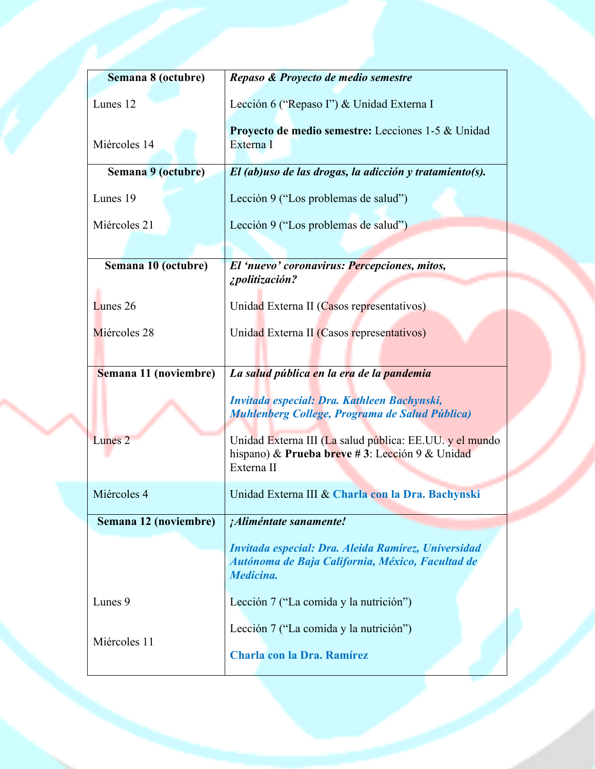| **Semana 8 (octubre)** | ***Repaso & Proyecto de medio semestre*** |
|---|---|
| Lunes 12 | Lección 6 (“Repaso I”) & Unidad Externa I |
| Miércoles 14 | **Proyecto de medio semestre:** Lecciones 1-5 & Unidad Externa I |
| **Semana 9 (octubre)** | ***El (ab)uso de las drogas, la adicción y tratamiento(s).*** |
| Lunes 19 | Lección 9 (“Los problemas de salud”) |
| Miércoles 21 | Lección 9 (“Los problemas de salud”) |
| **Semana 10 (octubre)** | ***El ‘nuevo’ coronavirus: Percepciones, mitos, ¿politización?*** |
| Lunes 26 | Unidad Externa II (Casos representativos) |
| Miércoles 28 | Unidad Externa II (Casos representativos) |
| **Semana 11 (noviembre)** | ***La salud pública en la era de la pandemia*** <br><br> ***Invitada especial: Dra. Kathleen Bachynski, Muhlenberg College, Programa de Salud Pública)*** |
| Lunes 2 | Unidad Externa III (La salud pública: EE.UU. y el mundo hispano) & **Prueba breve # 3**: Lección 9 & Unidad Externa II |
| Miércoles 4 | Unidad Externa III & **Charla con la Dra. Bachynski** |
| **Semana 12 (noviembre)** | ***¡Aliméntate sanamente!*** <br><br> ***Invitada especial: Dra. Aleida Ramírez, Universidad Autónoma de Baja California, México, Facultad de Medicina.*** |
| Lunes 9 | Lección 7 (“La comida y la nutrición”) |
| Miércoles 11 | Lección 7 (“La comida y la nutrición”) <br><br> **Charla con la Dra. Ramírez** |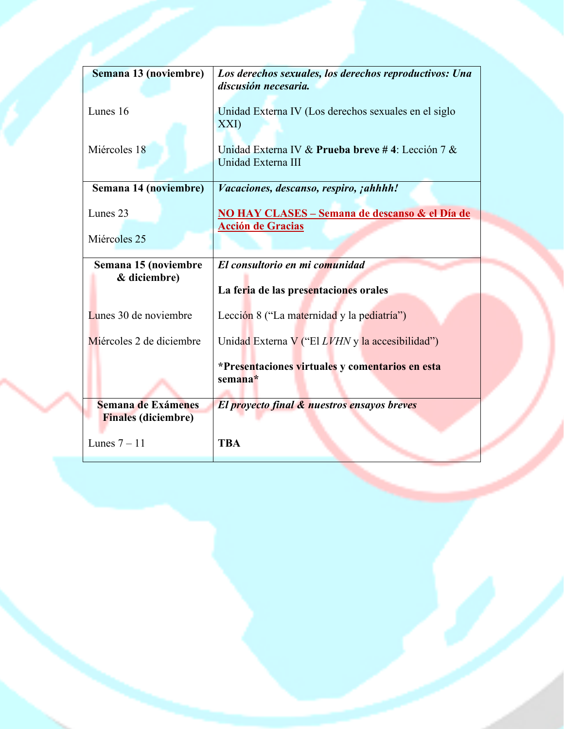| | |
|---|---|
| **Semana 13 (noviembre)**<br><br>Lunes 16<br><br>Miércoles 18 | ***Los derechos sexuales, los derechos reproductivos: Una discusión necesaria.***<br><br>Unidad Externa IV (Los derechos sexuales en el siglo XXI)<br><br>Unidad Externa IV & **Prueba breve # 4**: Lección 7 & Unidad Externa III |
| **Semana 14 (noviembre)**<br><br>Lunes 23<br><br>Miércoles 25 | ***Vacaciones, descanso, respiro, ¡ahhhh!***<br><br>**NO HAY CLASES – Semana de descanso & el Día de Acción de Gracias** |
| **Semana 15 (noviembre & diciembre)**<br><br>Lunes 30 de noviembre<br><br>Miércoles 2 de diciembre | ***El consultorio en mi comunidad***<br><br>**La feria de las presentaciones orales**<br><br>Lección 8 ("La maternidad y la pediatría")<br><br>Unidad Externa V ("El *LVHN* y la accesibilidad")<br><br>**\*Presentaciones virtuales y comentarios en esta semana\*** |
| **Semana de Exámenes Finales (diciembre)**<br><br>Lunes 7 – 11 | ***El proyecto final & nuestros ensayos breves***<br><br>**TBA** |